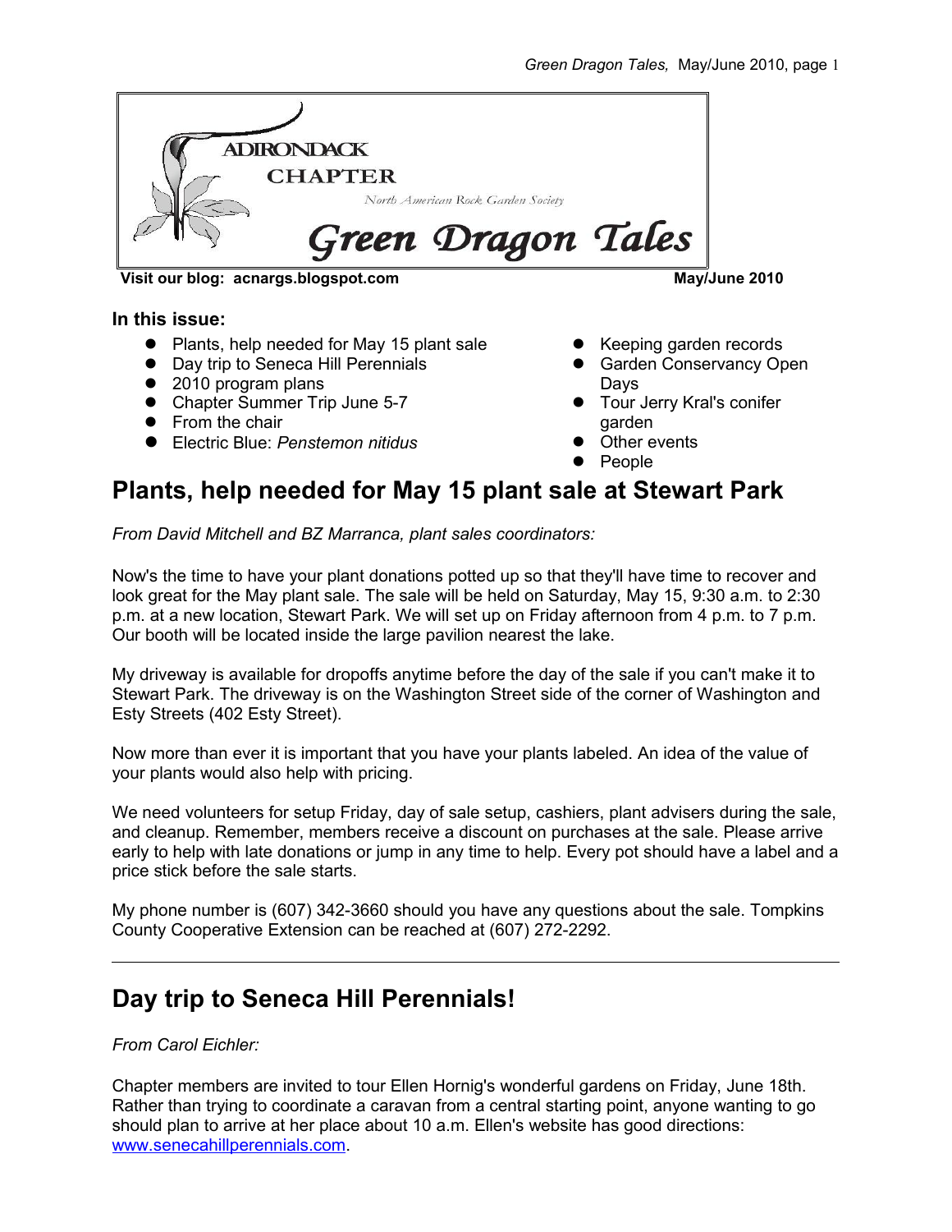ADIRONDACK CHAPTER

North American Rock Garden Society

# Green Dragon Tales

**Visit our blog: acnargs.blogspot.com** **May/June 2010**

**In this issue:**

- Plants, help needed for May 15 plant sale
- Day trip to Seneca Hill Perennials
- 2010 program plans
- Chapter Summer Trip June 5-7
- From the chair
- Electric Blue: *Penstemon nitidus*
- Keeping garden records
- Garden Conservancy Open Days
- Tour Jerry Kral's conifer garden
- Other events
- People

## Plants, help needed for May 15 plant sale at Stewart Park

*From David Mitchell and BZ Marranca, plant sales coordinators:*

Now's the time to have your plant donations potted up so that they'll have time to recover and look great for the May plant sale. The sale will be held on Saturday, May 15, 9:30 a.m. to 2:30 p.m. at a new location, Stewart Park. We will set up on Friday afternoon from 4 p.m. to 7 p.m. Our booth will be located inside the large pavilion nearest the lake.

My driveway is available for dropoffs anytime before the day of the sale if you can't make it to Stewart Park. The driveway is on the Washington Street side of the corner of Washington and Esty Streets (402 Esty Street).

Now more than ever it is important that you have your plants labeled. An idea of the value of your plants would also help with pricing.

We need volunteers for setup Friday, day of sale setup, cashiers, plant advisers during the sale, and cleanup. Remember, members receive a discount on purchases at the sale. Please arrive early to help with late donations or jump in any time to help. Every pot should have a label and a price stick before the sale starts.

My phone number is (607) 342-3660 should you have any questions about the sale. Tompkins County Cooperative Extension can be reached at (607) 272-2292.

---

## Day trip to Seneca Hill Perennials!

*From Carol Eichler:*

Chapter members are invited to tour Ellen Hornig's wonderful gardens on Friday, June 18th. Rather than trying to coordinate a caravan from a central starting point, anyone wanting to go should plan to arrive at her place about 10 a.m. Ellen's website has good directions: [www.senecahillperennials.com](http://www.senecahillperennials.com).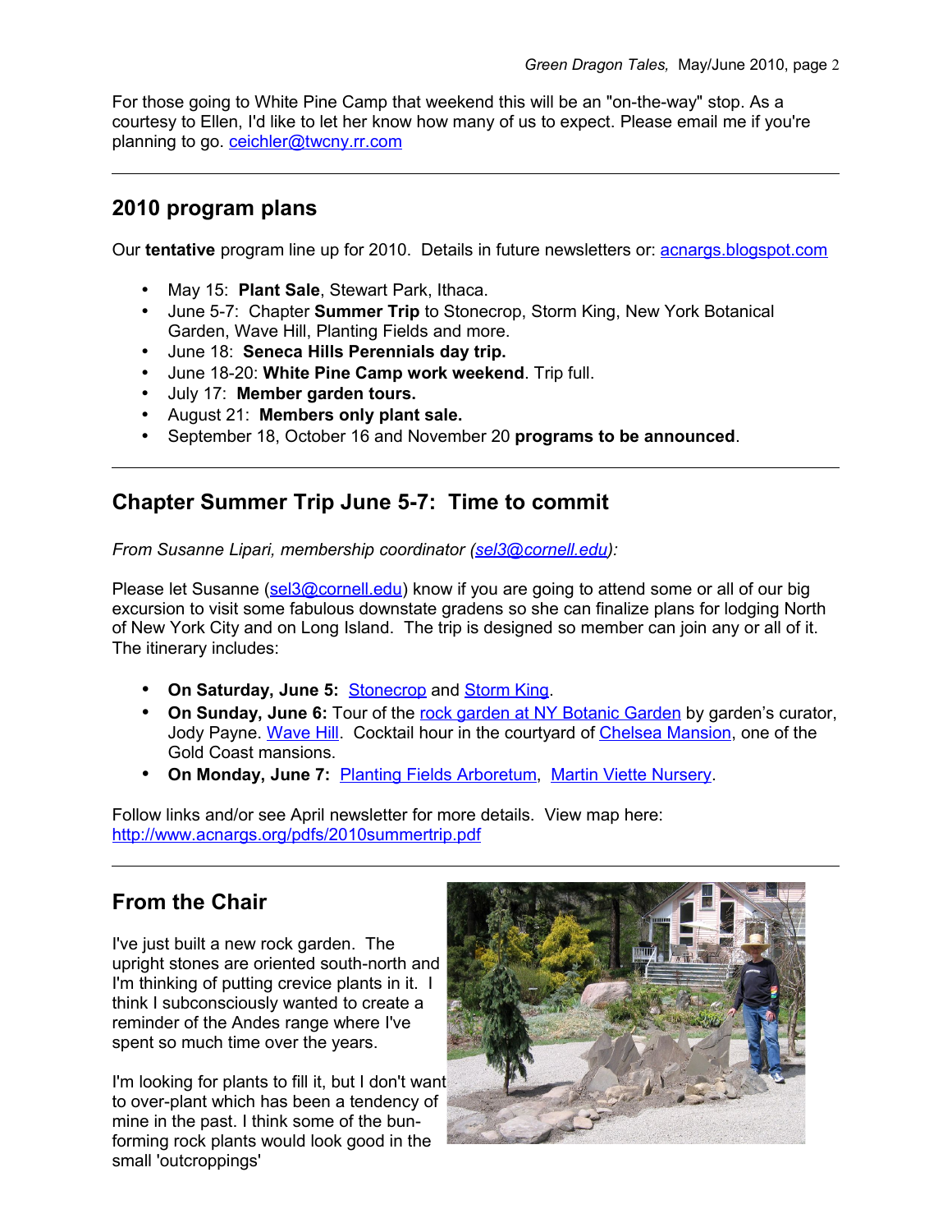For those going to White Pine Camp that weekend this will be an "on-the-way" stop. As a courtesy to Ellen, I'd like to let her know how many of us to expect. Please email me if you're planning to go. ceichler@twcny.rr.com

---

## 2010 program plans

Our **tentative** program line up for 2010. Details in future newsletters or: acnargs.blogspot.com

- May 15: **Plant Sale**, Stewart Park, Ithaca.
- June 5-7: Chapter **Summer Trip** to Stonecrop, Storm King, New York Botanical Garden, Wave Hill, Planting Fields and more.
- June 18: **Seneca Hills Perennials day trip.**
- June 18-20: **White Pine Camp work weekend**. Trip full.
- July 17: **Member garden tours.**
- August 21: **Members only plant sale.**
- September 18, October 16 and November 20 **programs to be announced**.

---

## Chapter Summer Trip June 5-7: Time to commit

*From Susanne Lipari, membership coordinator (sel3@cornell.edu):*

Please let Susanne (sel3@cornell.edu) know if you are going to attend some or all of our big excursion to visit some fabulous downstate gradens so she can finalize plans for lodging North of New York City and on Long Island. The trip is designed so member can join any or all of it. The itinerary includes:

- **On Saturday, June 5:** Stonecrop and Storm King.
- **On Sunday, June 6:** Tour of the rock garden at NY Botanic Garden by garden's curator, Jody Payne. Wave Hill. Cocktail hour in the courtyard of Chelsea Mansion, one of the Gold Coast mansions.
- **On Monday, June 7:** Planting Fields Arboretum, Martin Viette Nursery.

Follow links and/or see April newsletter for more details. View map here: http://www.acnargs.org/pdfs/2010summertrip.pdf

---

## From the Chair

I've just built a new rock garden. The upright stones are oriented south-north and I'm thinking of putting crevice plants in it. I think I subconsciously wanted to create a reminder of the Andes range where I've spent so much time over the years.

I'm looking for plants to fill it, but I don't want to over-plant which has been a tendency of mine in the past. I think some of the bun-forming rock plants would look good in the small 'outcroppings'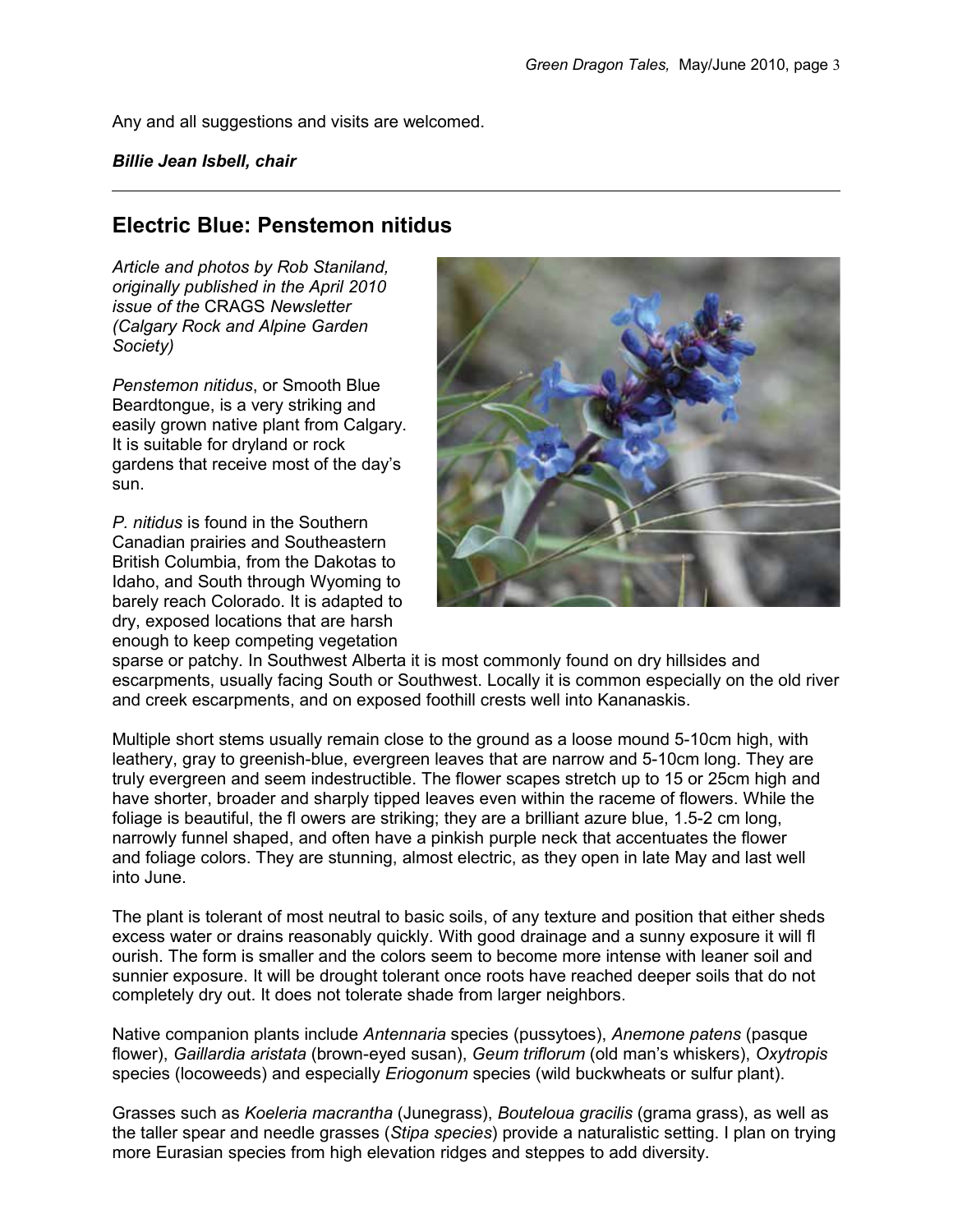Any and all suggestions and visits are welcomed.

***Billie Jean Isbell, chair***

---

## Electric Blue: Penstemon nitidus

*Article and photos by Rob Staniland, originally published in the April 2010 issue of the* CRAGS *Newsletter (Calgary Rock and Alpine Garden Society)*

*Penstemon nitidus*, or Smooth Blue Beardtongue, is a very striking and easily grown native plant from Calgary. It is suitable for dryland or rock gardens that receive most of the day's sun.

*P. nitidus* is found in the Southern Canadian prairies and Southeastern British Columbia, from the Dakotas to Idaho, and South through Wyoming to barely reach Colorado. It is adapted to dry, exposed locations that are harsh enough to keep competing vegetation sparse or patchy. In Southwest Alberta it is most commonly found on dry hillsides and escarpments, usually facing South or Southwest. Locally it is common especially on the old river and creek escarpments, and on exposed foothill crests well into Kananaskis.

Multiple short stems usually remain close to the ground as a loose mound 5-10cm high, with leathery, gray to greenish-blue, evergreen leaves that are narrow and 5-10cm long. They are truly evergreen and seem indestructible. The flower scapes stretch up to 15 or 25cm high and have shorter, broader and sharply tipped leaves even within the raceme of flowers. While the foliage is beautiful, the fl owers are striking; they are a brilliant azure blue, 1.5-2 cm long, narrowly funnel shaped, and often have a pinkish purple neck that accentuates the flower and foliage colors. They are stunning, almost electric, as they open in late May and last well into June.

The plant is tolerant of most neutral to basic soils, of any texture and position that either sheds excess water or drains reasonably quickly. With good drainage and a sunny exposure it will fl ourish. The form is smaller and the colors seem to become more intense with leaner soil and sunnier exposure. It will be drought tolerant once roots have reached deeper soils that do not completely dry out. It does not tolerate shade from larger neighbors.

Native companion plants include *Antennaria* species (pussytoes), *Anemone patens* (pasque flower), *Gaillardia aristata* (brown-eyed susan), *Geum triflorum* (old man's whiskers), *Oxytropis* species (locoweeds) and especially *Eriogonum* species (wild buckwheats or sulfur plant).

Grasses such as *Koeleria macrantha* (Junegrass), *Bouteloua gracilis* (grama grass), as well as the taller spear and needle grasses (*Stipa species*) provide a naturalistic setting. I plan on trying more Eurasian species from high elevation ridges and steppes to add diversity.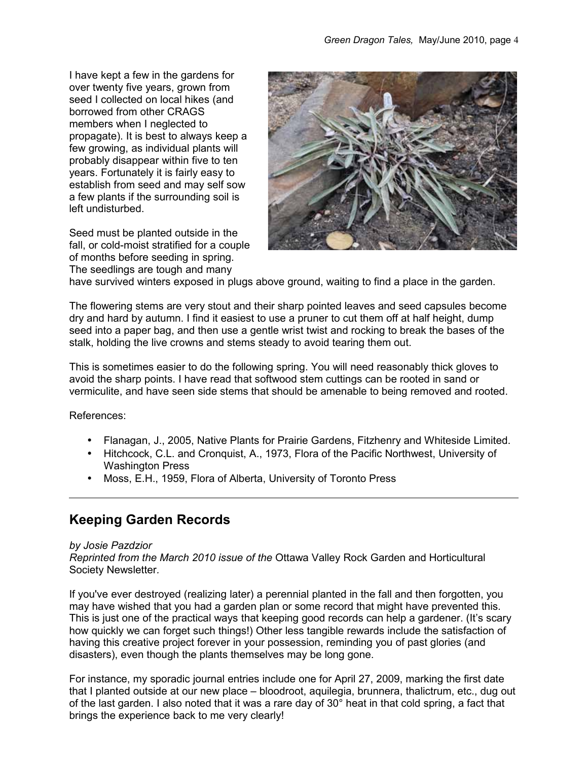I have kept a few in the gardens for over twenty five years, grown from seed I collected on local hikes (and borrowed from other CRAGS members when I neglected to propagate). It is best to always keep a few growing, as individual plants will probably disappear within five to ten years. Fortunately it is fairly easy to establish from seed and may self sow a few plants if the surrounding soil is left undisturbed.

Seed must be planted outside in the fall, or cold-moist stratified for a couple of months before seeding in spring. The seedlings are tough and many have survived winters exposed in plugs above ground, waiting to find a place in the garden.

The flowering stems are very stout and their sharp pointed leaves and seed capsules become dry and hard by autumn. I find it easiest to use a pruner to cut them off at half height, dump seed into a paper bag, and then use a gentle wrist twist and rocking to break the bases of the stalk, holding the live crowns and stems steady to avoid tearing them out.

This is sometimes easier to do the following spring. You will need reasonably thick gloves to avoid the sharp points. I have read that softwood stem cuttings can be rooted in sand or vermiculite, and have seen side stems that should be amenable to being removed and rooted.

References:

- Flanagan, J., 2005, Native Plants for Prairie Gardens, Fitzhenry and Whiteside Limited.
- Hitchcock, C.L. and Cronquist, A., 1973, Flora of the Pacific Northwest, University of Washington Press
- Moss, E.H., 1959, Flora of Alberta, University of Toronto Press

---

## Keeping Garden Records

*by Josie Pazdzior*

*Reprinted from the March 2010 issue of the* Ottawa Valley Rock Garden and Horticultural Society Newsletter*.*

If you've ever destroyed (realizing later) a perennial planted in the fall and then forgotten, you may have wished that you had a garden plan or some record that might have prevented this. This is just one of the practical ways that keeping good records can help a gardener. (It's scary how quickly we can forget such things!) Other less tangible rewards include the satisfaction of having this creative project forever in your possession, reminding you of past glories (and disasters), even though the plants themselves may be long gone.

For instance, my sporadic journal entries include one for April 27, 2009, marking the first date that I planted outside at our new place – bloodroot, aquilegia, brunnera, thalictrum, etc., dug out of the last garden. I also noted that it was a rare day of 30° heat in that cold spring, a fact that brings the experience back to me very clearly!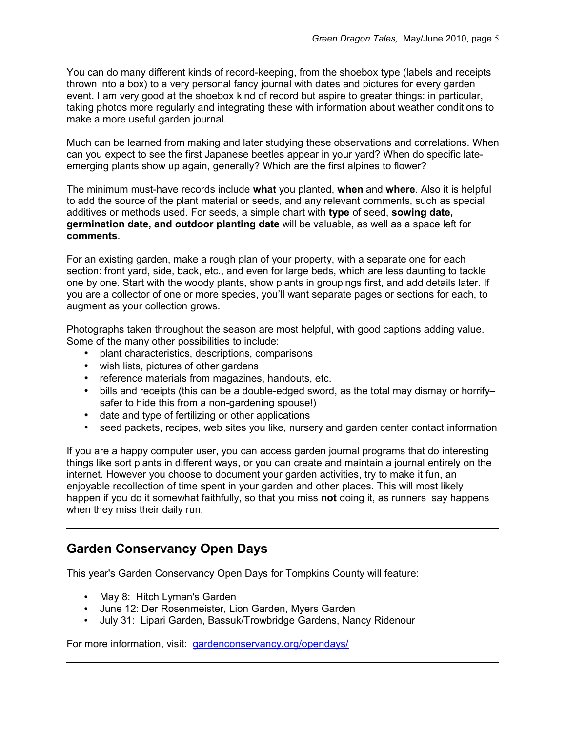You can do many different kinds of record-keeping, from the shoebox type (labels and receipts thrown into a box) to a very personal fancy journal with dates and pictures for every garden event. I am very good at the shoebox kind of record but aspire to greater things: in particular, taking photos more regularly and integrating these with information about weather conditions to make a more useful garden journal.

Much can be learned from making and later studying these observations and correlations. When can you expect to see the first Japanese beetles appear in your yard? When do specific late-emerging plants show up again, generally? Which are the first alpines to flower?

The minimum must-have records include **what** you planted, **when** and **where**. Also it is helpful to add the source of the plant material or seeds, and any relevant comments, such as special additives or methods used. For seeds, a simple chart with **type** of seed, **sowing date, germination date, and outdoor planting date** will be valuable, as well as a space left for **comments**.

For an existing garden, make a rough plan of your property, with a separate one for each section: front yard, side, back, etc., and even for large beds, which are less daunting to tackle one by one. Start with the woody plants, show plants in groupings first, and add details later. If you are a collector of one or more species, you'll want separate pages or sections for each, to augment as your collection grows.

Photographs taken throughout the season are most helpful, with good captions adding value. Some of the many other possibilities to include:

- plant characteristics, descriptions, comparisons
- wish lists, pictures of other gardens
- reference materials from magazines, handouts, etc.
- bills and receipts (this can be a double-edged sword, as the total may dismay or horrify– safer to hide this from a non-gardening spouse!)
- date and type of fertilizing or other applications
- seed packets, recipes, web sites you like, nursery and garden center contact information

If you are a happy computer user, you can access garden journal programs that do interesting things like sort plants in different ways, or you can create and maintain a journal entirely on the internet. However you choose to document your garden activities, try to make it fun, an enjoyable recollection of time spent in your garden and other places. This will most likely happen if you do it somewhat faithfully, so that you miss **not** doing it, as runners say happens when they miss their daily run.

---

## Garden Conservancy Open Days

This year's Garden Conservancy Open Days for Tompkins County will feature:

- May 8: Hitch Lyman's Garden
- June 12: Der Rosenmeister, Lion Garden, Myers Garden
- July 31: Lipari Garden, Bassuk/Trowbridge Gardens, Nancy Ridenour

For more information, visit: gardenconservancy.org/opendays/

---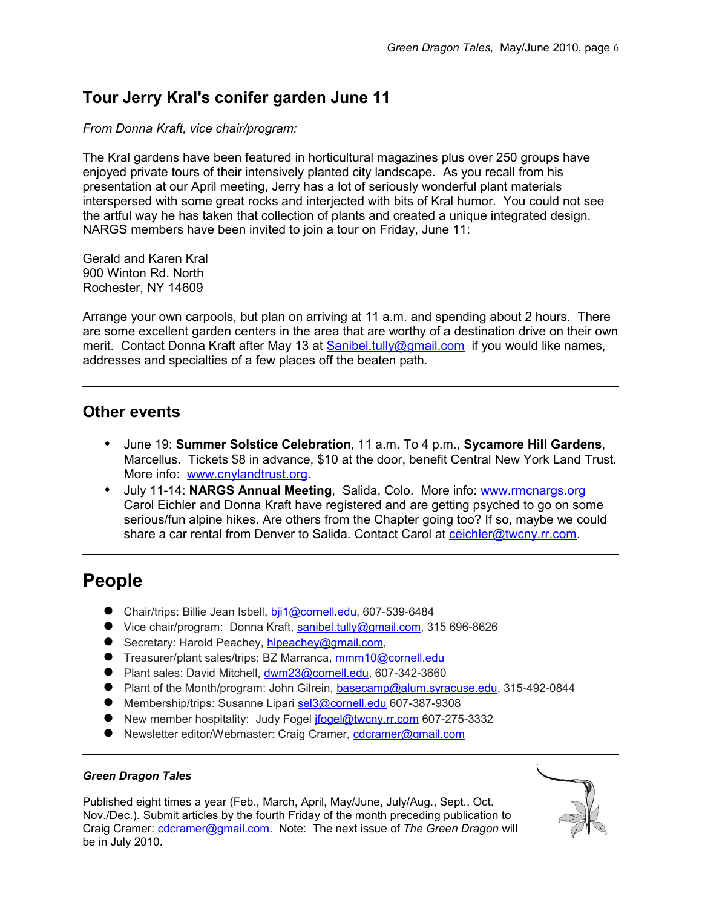## Tour Jerry Kral's conifer garden June 11

*From Donna Kraft, vice chair/program:*

The Kral gardens have been featured in horticultural magazines plus over 250 groups have enjoyed private tours of their intensively planted city landscape. As you recall from his presentation at our April meeting, Jerry has a lot of seriously wonderful plant materials interspersed with some great rocks and interjected with bits of Kral humor. You could not see the artful way he has taken that collection of plants and created a unique integrated design. NARGS members have been invited to join a tour on Friday, June 11:

Gerald and Karen Kral
900 Winton Rd. North
Rochester, NY 14609

Arrange your own carpools, but plan on arriving at 11 a.m. and spending about 2 hours. There are some excellent garden centers in the area that are worthy of a destination drive on their own merit. Contact Donna Kraft after May 13 at Sanibel.tully@gmail.com if you would like names, addresses and specialties of a few places off the beaten path.

---

## Other events

- June 19: **Summer Solstice Celebration**, 11 a.m. To 4 p.m., **Sycamore Hill Gardens**, Marcellus. Tickets $8 in advance, $10 at the door, benefit Central New York Land Trust. More info: www.cnylandtrust.org.
- July 11-14: **NARGS Annual Meeting**, Salida, Colo. More info: www.rmcnargs.org Carol Eichler and Donna Kraft have registered and are getting psyched to go on some serious/fun alpine hikes. Are others from the Chapter going too? If so, maybe we could share a car rental from Denver to Salida. Contact Carol at ceichler@twcny.rr.com.

---

# People

- Chair/trips: Billie Jean Isbell, bji1@cornell.edu, 607-539-6484
- Vice chair/program: Donna Kraft, sanibel.tully@gmail.com, 315 696-8626
- Secretary: Harold Peachey, hlpeachey@gmail.com,
- Treasurer/plant sales/trips: BZ Marranca, mmm10@cornell.edu
- Plant sales: David Mitchell, dwm23@cornell.edu, 607-342-3660
- Plant of the Month/program: John Gilrein, basecamp@alum.syracuse.edu, 315-492-0844
- Membership/trips: Susanne Lipari sel3@cornell.edu 607-387-9308
- New member hospitality: Judy Fogel jfogel@twcny.rr.com 607-275-3332
- Newsletter editor/Webmaster: Craig Cramer, cdcramer@gmail.com

---

***Green Dragon Tales***

Published eight times a year (Feb., March, April, May/June, July/Aug., Sept., Oct. Nov./Dec.). Submit articles by the fourth Friday of the month preceding publication to Craig Cramer: cdcramer@gmail.com. Note: The next issue of *The Green Dragon* will be in July 2010**.**